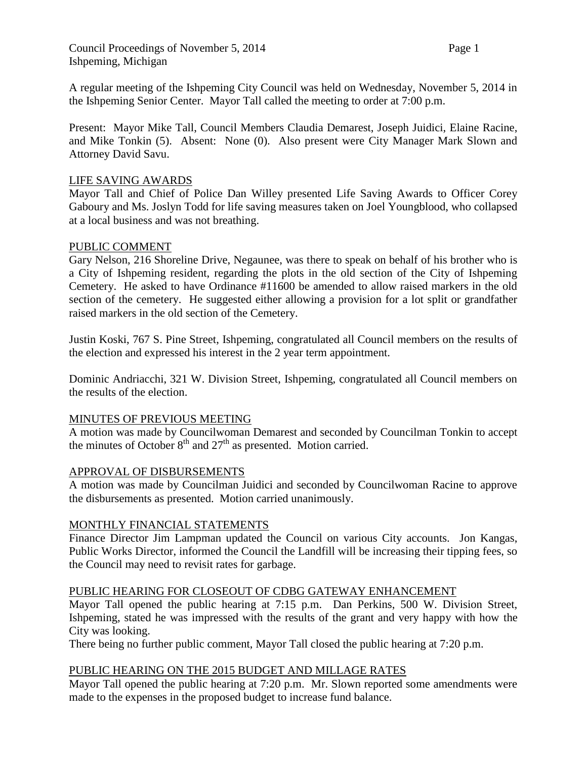A regular meeting of the Ishpeming City Council was held on Wednesday, November 5, 2014 in the Ishpeming Senior Center. Mayor Tall called the meeting to order at 7:00 p.m.

Present: Mayor Mike Tall, Council Members Claudia Demarest, Joseph Juidici, Elaine Racine, and Mike Tonkin (5). Absent: None (0). Also present were City Manager Mark Slown and Attorney David Savu.

## LIFE SAVING AWARDS

Mayor Tall and Chief of Police Dan Willey presented Life Saving Awards to Officer Corey Gaboury and Ms. Joslyn Todd for life saving measures taken on Joel Youngblood, who collapsed at a local business and was not breathing.

## PUBLIC COMMENT

Gary Nelson, 216 Shoreline Drive, Negaunee, was there to speak on behalf of his brother who is a City of Ishpeming resident, regarding the plots in the old section of the City of Ishpeming Cemetery. He asked to have Ordinance #11600 be amended to allow raised markers in the old section of the cemetery. He suggested either allowing a provision for a lot split or grandfather raised markers in the old section of the Cemetery.

Justin Koski, 767 S. Pine Street, Ishpeming, congratulated all Council members on the results of the election and expressed his interest in the 2 year term appointment.

Dominic Andriacchi, 321 W. Division Street, Ishpeming, congratulated all Council members on the results of the election.

## MINUTES OF PREVIOUS MEETING

A motion was made by Councilwoman Demarest and seconded by Councilman Tonkin to accept the minutes of October 8th and 27th as presented. Motion carried.

## APPROVAL OF DISBURSEMENTS

A motion was made by Councilman Juidici and seconded by Councilwoman Racine to approve the disbursements as presented. Motion carried unanimously.

## MONTHLY FINANCIAL STATEMENTS

Finance Director Jim Lampman updated the Council on various City accounts. Jon Kangas, Public Works Director, informed the Council the Landfill will be increasing their tipping fees, so the Council may need to revisit rates for garbage.

## PUBLIC HEARING FOR CLOSEOUT OF CDBG GATEWAY ENHANCEMENT

Mayor Tall opened the public hearing at 7:15 p.m. Dan Perkins, 500 W. Division Street, Ishpeming, stated he was impressed with the results of the grant and very happy with how the City was looking.

There being no further public comment, Mayor Tall closed the public hearing at 7:20 p.m.

## PUBLIC HEARING ON THE 2015 BUDGET AND MILLAGE RATES

Mayor Tall opened the public hearing at 7:20 p.m. Mr. Slown reported some amendments were made to the expenses in the proposed budget to increase fund balance.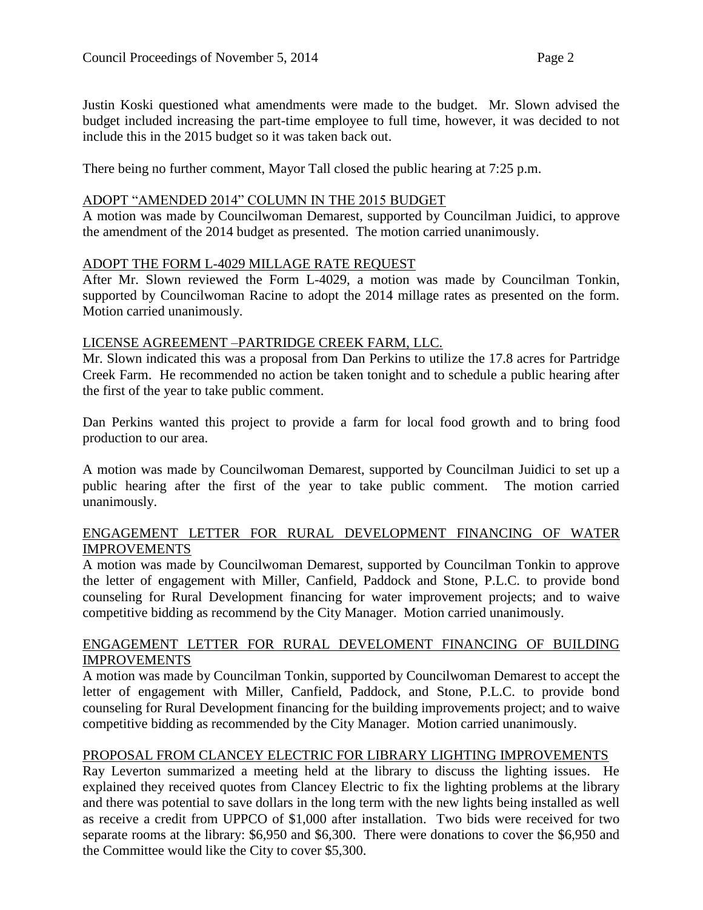Justin Koski questioned what amendments were made to the budget. Mr. Slown advised the budget included increasing the part-time employee to full time, however, it was decided to not include this in the 2015 budget so it was taken back out.

There being no further comment, Mayor Tall closed the public hearing at 7:25 p.m.

## ADOPT "AMENDED 2014" COLUMN IN THE 2015 BUDGET

A motion was made by Councilwoman Demarest, supported by Councilman Juidici, to approve the amendment of the 2014 budget as presented. The motion carried unanimously.

## ADOPT THE FORM L-4029 MILLAGE RATE REQUEST

After Mr. Slown reviewed the Form L-4029, a motion was made by Councilman Tonkin, supported by Councilwoman Racine to adopt the 2014 millage rates as presented on the form. Motion carried unanimously.

## LICENSE AGREEMENT –PARTRIDGE CREEK FARM, LLC.

Mr. Slown indicated this was a proposal from Dan Perkins to utilize the 17.8 acres for Partridge Creek Farm. He recommended no action be taken tonight and to schedule a public hearing after the first of the year to take public comment.

Dan Perkins wanted this project to provide a farm for local food growth and to bring food production to our area.

A motion was made by Councilwoman Demarest, supported by Councilman Juidici to set up a public hearing after the first of the year to take public comment. The motion carried unanimously.

## ENGAGEMENT LETTER FOR RURAL DEVELOPMENT FINANCING OF WATER IMPROVEMENTS

A motion was made by Councilwoman Demarest, supported by Councilman Tonkin to approve the letter of engagement with Miller, Canfield, Paddock and Stone, P.L.C. to provide bond counseling for Rural Development financing for water improvement projects; and to waive competitive bidding as recommend by the City Manager. Motion carried unanimously.

## ENGAGEMENT LETTER FOR RURAL DEVELOMENT FINANCING OF BUILDING IMPROVEMENTS

A motion was made by Councilman Tonkin, supported by Councilwoman Demarest to accept the letter of engagement with Miller, Canfield, Paddock, and Stone, P.L.C. to provide bond counseling for Rural Development financing for the building improvements project; and to waive competitive bidding as recommended by the City Manager. Motion carried unanimously.

## PROPOSAL FROM CLANCEY ELECTRIC FOR LIBRARY LIGHTING IMPROVEMENTS

Ray Leverton summarized a meeting held at the library to discuss the lighting issues. He explained they received quotes from Clancey Electric to fix the lighting problems at the library and there was potential to save dollars in the long term with the new lights being installed as well as receive a credit from UPPCO of $1,000 after installation. Two bids were received for two separate rooms at the library: $6,950 and $6,300. There were donations to cover the $6,950 and the Committee would like the City to cover $5,300.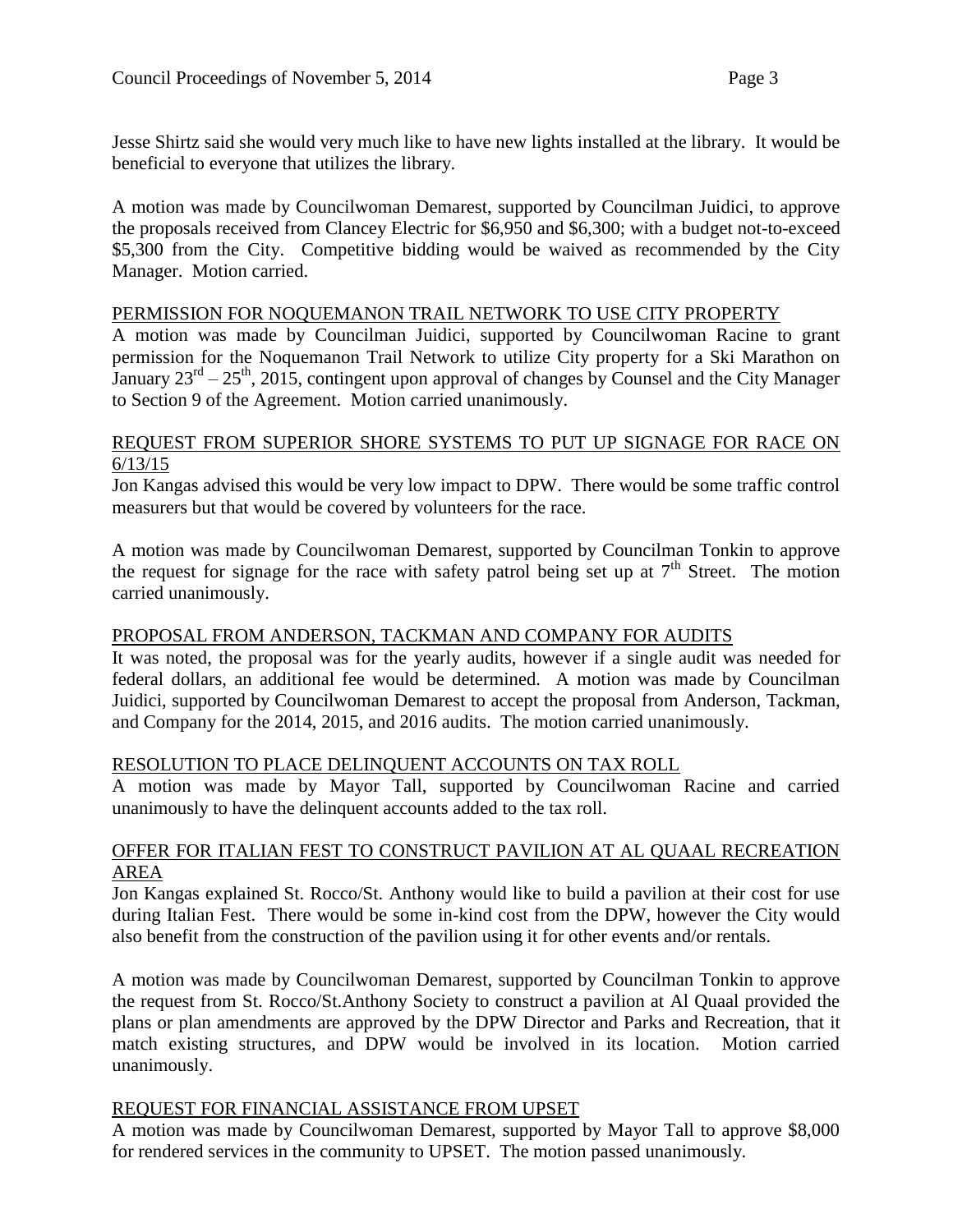Jesse Shirtz said she would very much like to have new lights installed at the library. It would be beneficial to everyone that utilizes the library.

A motion was made by Councilwoman Demarest, supported by Councilman Juidici, to approve the proposals received from Clancey Electric for $6,950 and $6,300; with a budget not-to-exceed $5,300 from the City. Competitive bidding would be waived as recommended by the City Manager. Motion carried.

<u>PERMISSION FOR NOQUEMANON TRAIL NETWORK TO USE CITY PROPERTY</u>

A motion was made by Councilman Juidici, supported by Councilwoman Racine to grant permission for the Noquemanon Trail Network to utilize City property for a Ski Marathon on January 23rd – 25th, 2015, contingent upon approval of changes by Counsel and the City Manager to Section 9 of the Agreement. Motion carried unanimously.

<u>REQUEST FROM SUPERIOR SHORE SYSTEMS TO PUT UP SIGNAGE FOR RACE ON 6/13/15</u>

Jon Kangas advised this would be very low impact to DPW. There would be some traffic control measurers but that would be covered by volunteers for the race.

A motion was made by Councilwoman Demarest, supported by Councilman Tonkin to approve the request for signage for the race with safety patrol being set up at 7th Street. The motion carried unanimously.

<u>PROPOSAL FROM ANDERSON, TACKMAN AND COMPANY FOR AUDITS</u>

It was noted, the proposal was for the yearly audits, however if a single audit was needed for federal dollars, an additional fee would be determined. A motion was made by Councilman Juidici, supported by Councilwoman Demarest to accept the proposal from Anderson, Tackman, and Company for the 2014, 2015, and 2016 audits. The motion carried unanimously.

<u>RESOLUTION TO PLACE DELINQUENT ACCOUNTS ON TAX ROLL</u>

A motion was made by Mayor Tall, supported by Councilwoman Racine and carried unanimously to have the delinquent accounts added to the tax roll.

<u>OFFER FOR ITALIAN FEST TO CONSTRUCT PAVILION AT AL QUAAL RECREATION AREA</u>

Jon Kangas explained St. Rocco/St. Anthony would like to build a pavilion at their cost for use during Italian Fest. There would be some in-kind cost from the DPW, however the City would also benefit from the construction of the pavilion using it for other events and/or rentals.

A motion was made by Councilwoman Demarest, supported by Councilman Tonkin to approve the request from St. Rocco/St.Anthony Society to construct a pavilion at Al Quaal provided the plans or plan amendments are approved by the DPW Director and Parks and Recreation, that it match existing structures, and DPW would be involved in its location. Motion carried unanimously.

<u>REQUEST FOR FINANCIAL ASSISTANCE FROM UPSET</u>

A motion was made by Councilwoman Demarest, supported by Mayor Tall to approve $8,000 for rendered services in the community to UPSET. The motion passed unanimously.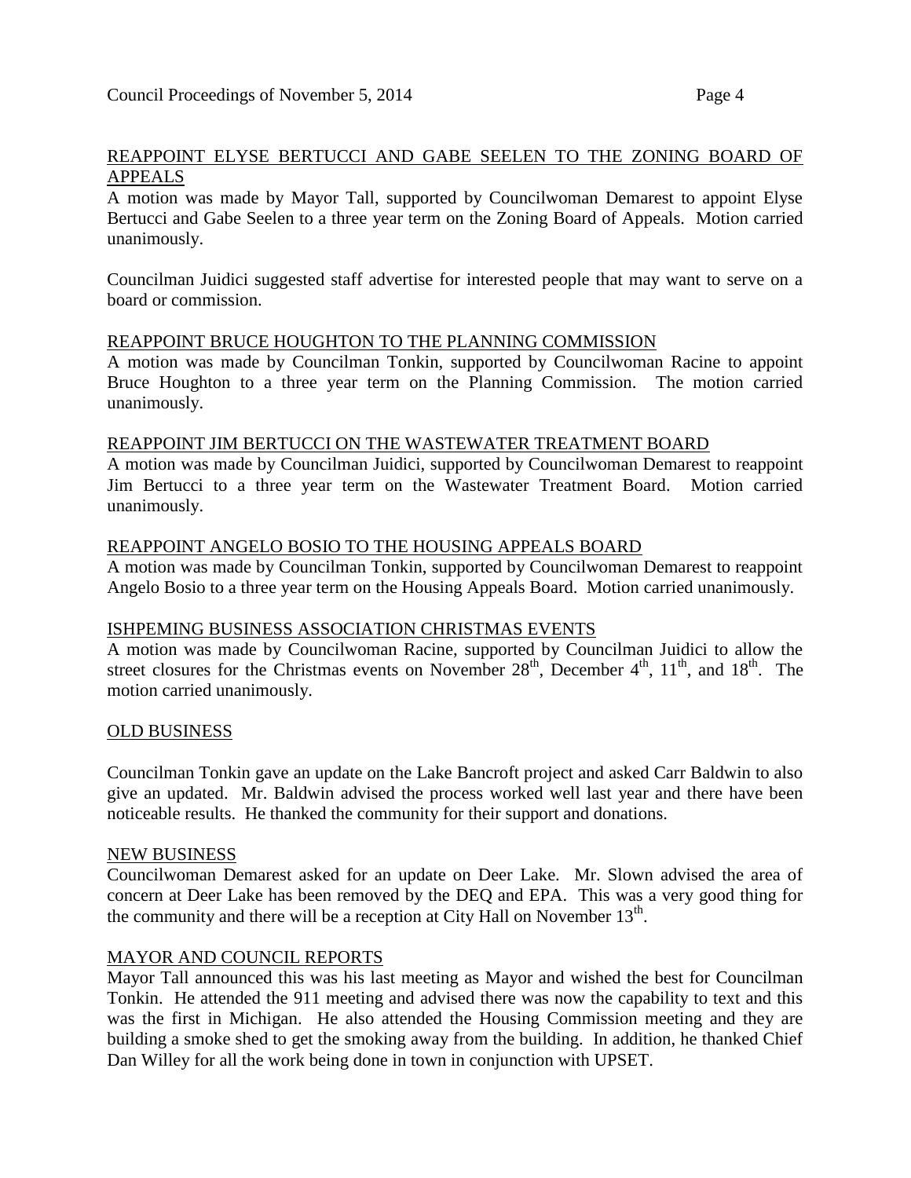## REAPPOINT ELYSE BERTUCCI AND GABE SEELEN TO THE ZONING BOARD OF APPEALS

A motion was made by Mayor Tall, supported by Councilwoman Demarest to appoint Elyse Bertucci and Gabe Seelen to a three year term on the Zoning Board of Appeals. Motion carried unanimously.

Councilman Juidici suggested staff advertise for interested people that may want to serve on a board or commission.

## REAPPOINT BRUCE HOUGHTON TO THE PLANNING COMMISSION

A motion was made by Councilman Tonkin, supported by Councilwoman Racine to appoint Bruce Houghton to a three year term on the Planning Commission. The motion carried unanimously.

## REAPPOINT JIM BERTUCCI ON THE WASTEWATER TREATMENT BOARD

A motion was made by Councilman Juidici, supported by Councilwoman Demarest to reappoint Jim Bertucci to a three year term on the Wastewater Treatment Board. Motion carried unanimously.

## REAPPOINT ANGELO BOSIO TO THE HOUSING APPEALS BOARD

A motion was made by Councilman Tonkin, supported by Councilwoman Demarest to reappoint Angelo Bosio to a three year term on the Housing Appeals Board. Motion carried unanimously.

## ISHPEMING BUSINESS ASSOCIATION CHRISTMAS EVENTS

A motion was made by Councilwoman Racine, supported by Councilman Juidici to allow the street closures for the Christmas events on November 28th, December 4th, 11th, and 18th. The motion carried unanimously.

## OLD BUSINESS

Councilman Tonkin gave an update on the Lake Bancroft project and asked Carr Baldwin to also give an updated. Mr. Baldwin advised the process worked well last year and there have been noticeable results. He thanked the community for their support and donations.

## NEW BUSINESS

Councilwoman Demarest asked for an update on Deer Lake. Mr. Slown advised the area of concern at Deer Lake has been removed by the DEQ and EPA. This was a very good thing for the community and there will be a reception at City Hall on November 13th.

## MAYOR AND COUNCIL REPORTS

Mayor Tall announced this was his last meeting as Mayor and wished the best for Councilman Tonkin. He attended the 911 meeting and advised there was now the capability to text and this was the first in Michigan. He also attended the Housing Commission meeting and they are building a smoke shed to get the smoking away from the building. In addition, he thanked Chief Dan Willey for all the work being done in town in conjunction with UPSET.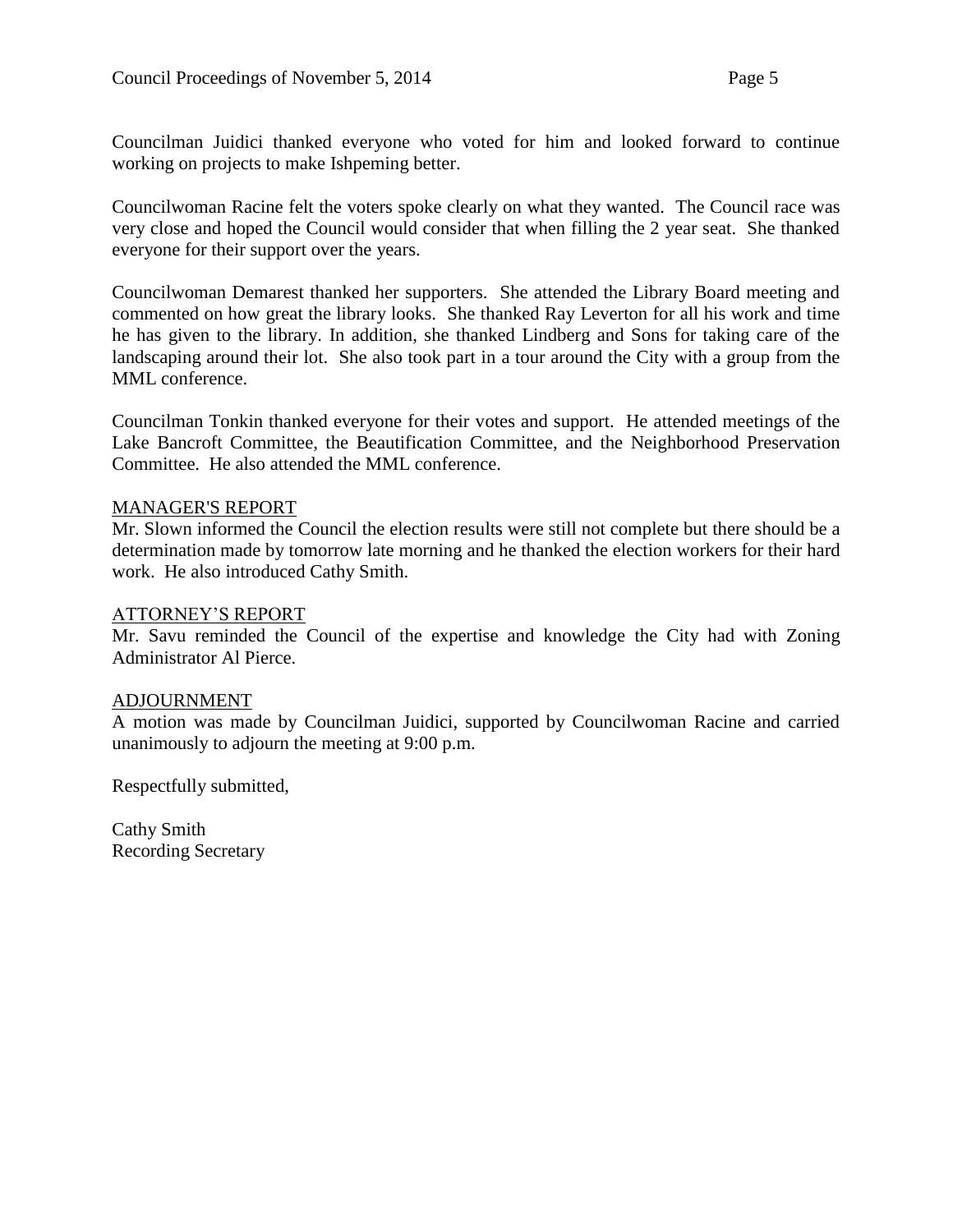Councilman Juidici thanked everyone who voted for him and looked forward to continue working on projects to make Ishpeming better.

Councilwoman Racine felt the voters spoke clearly on what they wanted. The Council race was very close and hoped the Council would consider that when filling the 2 year seat. She thanked everyone for their support over the years.

Councilwoman Demarest thanked her supporters. She attended the Library Board meeting and commented on how great the library looks. She thanked Ray Leverton for all his work and time he has given to the library. In addition, she thanked Lindberg and Sons for taking care of the landscaping around their lot. She also took part in a tour around the City with a group from the MML conference.

Councilman Tonkin thanked everyone for their votes and support. He attended meetings of the Lake Bancroft Committee, the Beautification Committee, and the Neighborhood Preservation Committee. He also attended the MML conference.

## MANAGER'S REPORT

Mr. Slown informed the Council the election results were still not complete but there should be a determination made by tomorrow late morning and he thanked the election workers for their hard work. He also introduced Cathy Smith.

## ATTORNEY'S REPORT

Mr. Savu reminded the Council of the expertise and knowledge the City had with Zoning Administrator Al Pierce.

## ADJOURNMENT

A motion was made by Councilman Juidici, supported by Councilwoman Racine and carried unanimously to adjourn the meeting at 9:00 p.m.

Respectfully submitted,

Cathy Smith
Recording Secretary